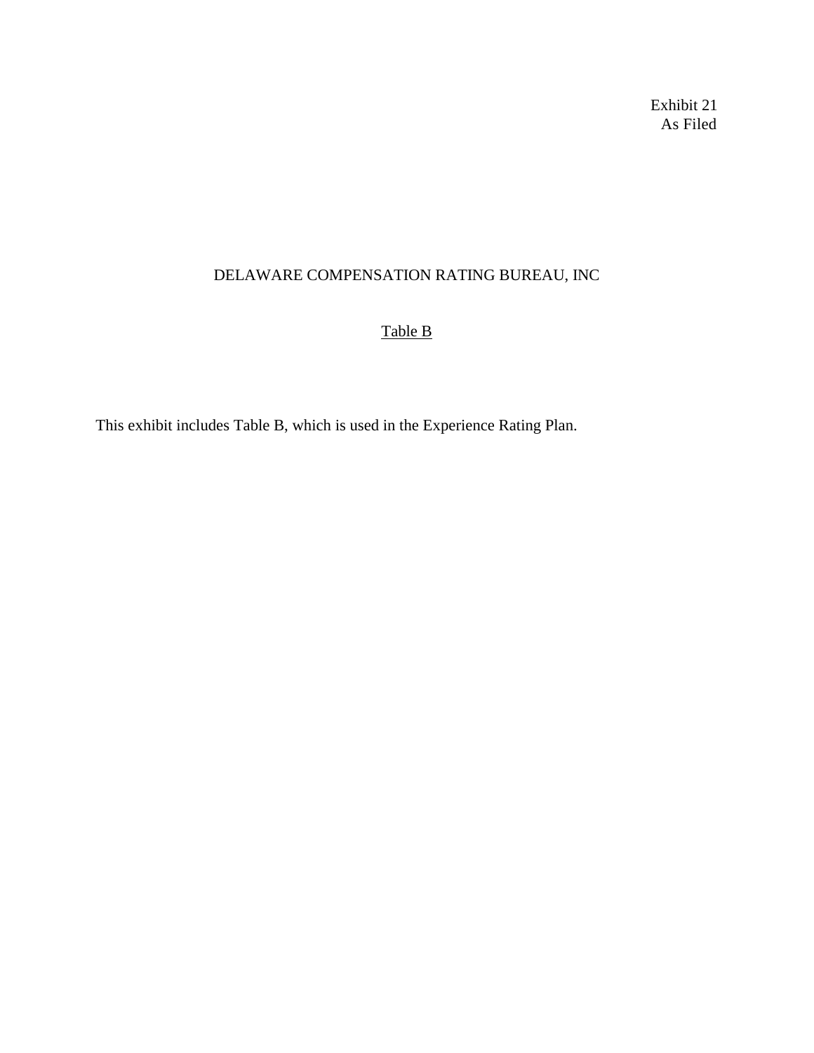Exhibit 21
As Filed

# DELAWARE COMPENSATION RATING BUREAU, INC

## Table B

This exhibit includes Table B, which is used in the Experience Rating Plan.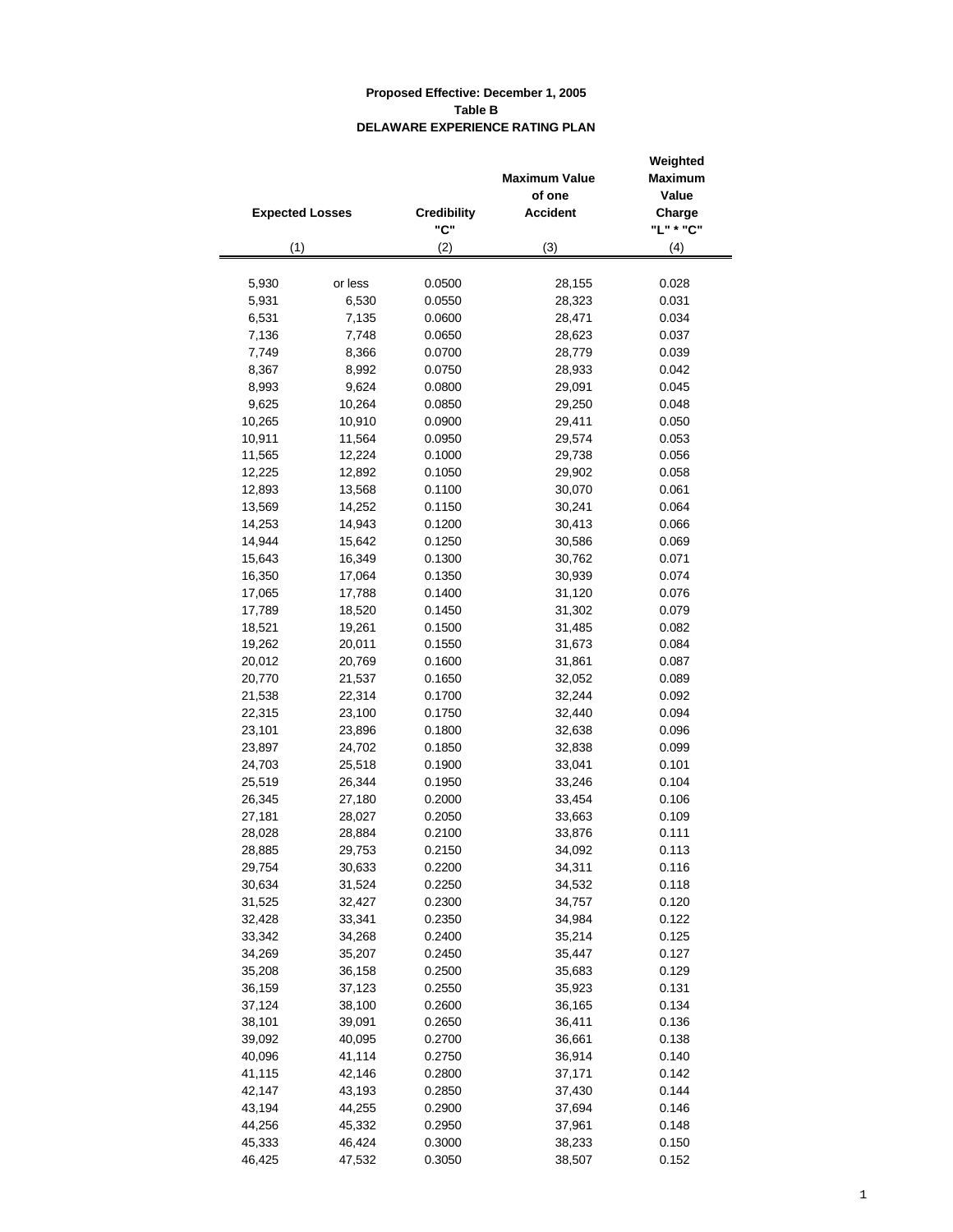**Proposed Effective: December 1, 2005**
**Table B**
**DELAWARE EXPERIENCE RATING PLAN**

| Expected Losses | | Credibility "C" | Maximum Value of one Accident | Weighted Maximum Value Charge "L" * "C" |
|---|---|---|---|---|
| (1) | | (2) | (3) | (4) |
| 5,930 | or less | 0.0500 | 28,155 | 0.028 |
| 5,931 | 6,530 | 0.0550 | 28,323 | 0.031 |
| 6,531 | 7,135 | 0.0600 | 28,471 | 0.034 |
| 7,136 | 7,748 | 0.0650 | 28,623 | 0.037 |
| 7,749 | 8,366 | 0.0700 | 28,779 | 0.039 |
| 8,367 | 8,992 | 0.0750 | 28,933 | 0.042 |
| 8,993 | 9,624 | 0.0800 | 29,091 | 0.045 |
| 9,625 | 10,264 | 0.0850 | 29,250 | 0.048 |
| 10,265 | 10,910 | 0.0900 | 29,411 | 0.050 |
| 10,911 | 11,564 | 0.0950 | 29,574 | 0.053 |
| 11,565 | 12,224 | 0.1000 | 29,738 | 0.056 |
| 12,225 | 12,892 | 0.1050 | 29,902 | 0.058 |
| 12,893 | 13,568 | 0.1100 | 30,070 | 0.061 |
| 13,569 | 14,252 | 0.1150 | 30,241 | 0.064 |
| 14,253 | 14,943 | 0.1200 | 30,413 | 0.066 |
| 14,944 | 15,642 | 0.1250 | 30,586 | 0.069 |
| 15,643 | 16,349 | 0.1300 | 30,762 | 0.071 |
| 16,350 | 17,064 | 0.1350 | 30,939 | 0.074 |
| 17,065 | 17,788 | 0.1400 | 31,120 | 0.076 |
| 17,789 | 18,520 | 0.1450 | 31,302 | 0.079 |
| 18,521 | 19,261 | 0.1500 | 31,485 | 0.082 |
| 19,262 | 20,011 | 0.1550 | 31,673 | 0.084 |
| 20,012 | 20,769 | 0.1600 | 31,861 | 0.087 |
| 20,770 | 21,537 | 0.1650 | 32,052 | 0.089 |
| 21,538 | 22,314 | 0.1700 | 32,244 | 0.092 |
| 22,315 | 23,100 | 0.1750 | 32,440 | 0.094 |
| 23,101 | 23,896 | 0.1800 | 32,638 | 0.096 |
| 23,897 | 24,702 | 0.1850 | 32,838 | 0.099 |
| 24,703 | 25,518 | 0.1900 | 33,041 | 0.101 |
| 25,519 | 26,344 | 0.1950 | 33,246 | 0.104 |
| 26,345 | 27,180 | 0.2000 | 33,454 | 0.106 |
| 27,181 | 28,027 | 0.2050 | 33,663 | 0.109 |
| 28,028 | 28,884 | 0.2100 | 33,876 | 0.111 |
| 28,885 | 29,753 | 0.2150 | 34,092 | 0.113 |
| 29,754 | 30,633 | 0.2200 | 34,311 | 0.116 |
| 30,634 | 31,524 | 0.2250 | 34,532 | 0.118 |
| 31,525 | 32,427 | 0.2300 | 34,757 | 0.120 |
| 32,428 | 33,341 | 0.2350 | 34,984 | 0.122 |
| 33,342 | 34,268 | 0.2400 | 35,214 | 0.125 |
| 34,269 | 35,207 | 0.2450 | 35,447 | 0.127 |
| 35,208 | 36,158 | 0.2500 | 35,683 | 0.129 |
| 36,159 | 37,123 | 0.2550 | 35,923 | 0.131 |
| 37,124 | 38,100 | 0.2600 | 36,165 | 0.134 |
| 38,101 | 39,091 | 0.2650 | 36,411 | 0.136 |
| 39,092 | 40,095 | 0.2700 | 36,661 | 0.138 |
| 40,096 | 41,114 | 0.2750 | 36,914 | 0.140 |
| 41,115 | 42,146 | 0.2800 | 37,171 | 0.142 |
| 42,147 | 43,193 | 0.2850 | 37,430 | 0.144 |
| 43,194 | 44,255 | 0.2900 | 37,694 | 0.146 |
| 44,256 | 45,332 | 0.2950 | 37,961 | 0.148 |
| 45,333 | 46,424 | 0.3000 | 38,233 | 0.150 |
| 46,425 | 47,532 | 0.3050 | 38,507 | 0.152 |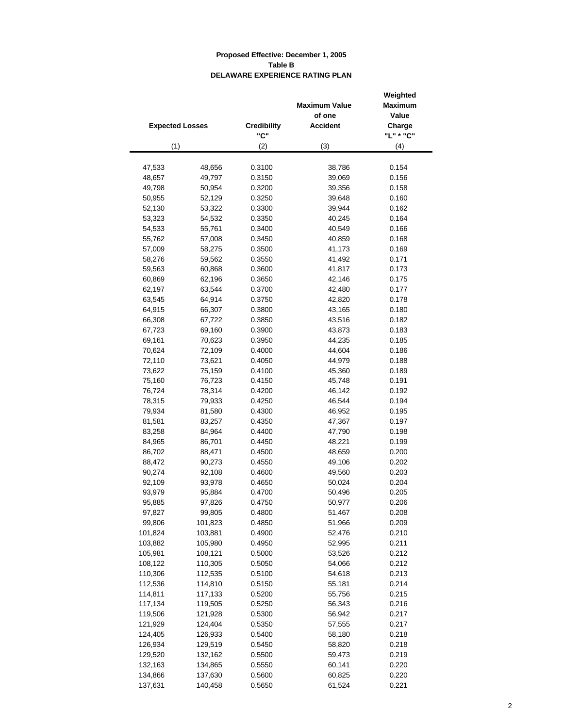**Proposed Effective: December 1, 2005**
**Table B**
**DELAWARE EXPERIENCE RATING PLAN**

| Expected Losses | | Credibility "C" | Maximum Value of one Accident | Weighted Maximum Value Charge "L" * "C" |
|---|---|---|---|---|
| (1) | | (2) | (3) | (4) |
| 47,533 | 48,656 | 0.3100 | 38,786 | 0.154 |
| 48,657 | 49,797 | 0.3150 | 39,069 | 0.156 |
| 49,798 | 50,954 | 0.3200 | 39,356 | 0.158 |
| 50,955 | 52,129 | 0.3250 | 39,648 | 0.160 |
| 52,130 | 53,322 | 0.3300 | 39,944 | 0.162 |
| 53,323 | 54,532 | 0.3350 | 40,245 | 0.164 |
| 54,533 | 55,761 | 0.3400 | 40,549 | 0.166 |
| 55,762 | 57,008 | 0.3450 | 40,859 | 0.168 |
| 57,009 | 58,275 | 0.3500 | 41,173 | 0.169 |
| 58,276 | 59,562 | 0.3550 | 41,492 | 0.171 |
| 59,563 | 60,868 | 0.3600 | 41,817 | 0.173 |
| 60,869 | 62,196 | 0.3650 | 42,146 | 0.175 |
| 62,197 | 63,544 | 0.3700 | 42,480 | 0.177 |
| 63,545 | 64,914 | 0.3750 | 42,820 | 0.178 |
| 64,915 | 66,307 | 0.3800 | 43,165 | 0.180 |
| 66,308 | 67,722 | 0.3850 | 43,516 | 0.182 |
| 67,723 | 69,160 | 0.3900 | 43,873 | 0.183 |
| 69,161 | 70,623 | 0.3950 | 44,235 | 0.185 |
| 70,624 | 72,109 | 0.4000 | 44,604 | 0.186 |
| 72,110 | 73,621 | 0.4050 | 44,979 | 0.188 |
| 73,622 | 75,159 | 0.4100 | 45,360 | 0.189 |
| 75,160 | 76,723 | 0.4150 | 45,748 | 0.191 |
| 76,724 | 78,314 | 0.4200 | 46,142 | 0.192 |
| 78,315 | 79,933 | 0.4250 | 46,544 | 0.194 |
| 79,934 | 81,580 | 0.4300 | 46,952 | 0.195 |
| 81,581 | 83,257 | 0.4350 | 47,367 | 0.197 |
| 83,258 | 84,964 | 0.4400 | 47,790 | 0.198 |
| 84,965 | 86,701 | 0.4450 | 48,221 | 0.199 |
| 86,702 | 88,471 | 0.4500 | 48,659 | 0.200 |
| 88,472 | 90,273 | 0.4550 | 49,106 | 0.202 |
| 90,274 | 92,108 | 0.4600 | 49,560 | 0.203 |
| 92,109 | 93,978 | 0.4650 | 50,024 | 0.204 |
| 93,979 | 95,884 | 0.4700 | 50,496 | 0.205 |
| 95,885 | 97,826 | 0.4750 | 50,977 | 0.206 |
| 97,827 | 99,805 | 0.4800 | 51,467 | 0.208 |
| 99,806 | 101,823 | 0.4850 | 51,966 | 0.209 |
| 101,824 | 103,881 | 0.4900 | 52,476 | 0.210 |
| 103,882 | 105,980 | 0.4950 | 52,995 | 0.211 |
| 105,981 | 108,121 | 0.5000 | 53,526 | 0.212 |
| 108,122 | 110,305 | 0.5050 | 54,066 | 0.212 |
| 110,306 | 112,535 | 0.5100 | 54,618 | 0.213 |
| 112,536 | 114,810 | 0.5150 | 55,181 | 0.214 |
| 114,811 | 117,133 | 0.5200 | 55,756 | 0.215 |
| 117,134 | 119,505 | 0.5250 | 56,343 | 0.216 |
| 119,506 | 121,928 | 0.5300 | 56,942 | 0.217 |
| 121,929 | 124,404 | 0.5350 | 57,555 | 0.217 |
| 124,405 | 126,933 | 0.5400 | 58,180 | 0.218 |
| 126,934 | 129,519 | 0.5450 | 58,820 | 0.218 |
| 129,520 | 132,162 | 0.5500 | 59,473 | 0.219 |
| 132,163 | 134,865 | 0.5550 | 60,141 | 0.220 |
| 134,866 | 137,630 | 0.5600 | 60,825 | 0.220 |
| 137,631 | 140,458 | 0.5650 | 61,524 | 0.221 |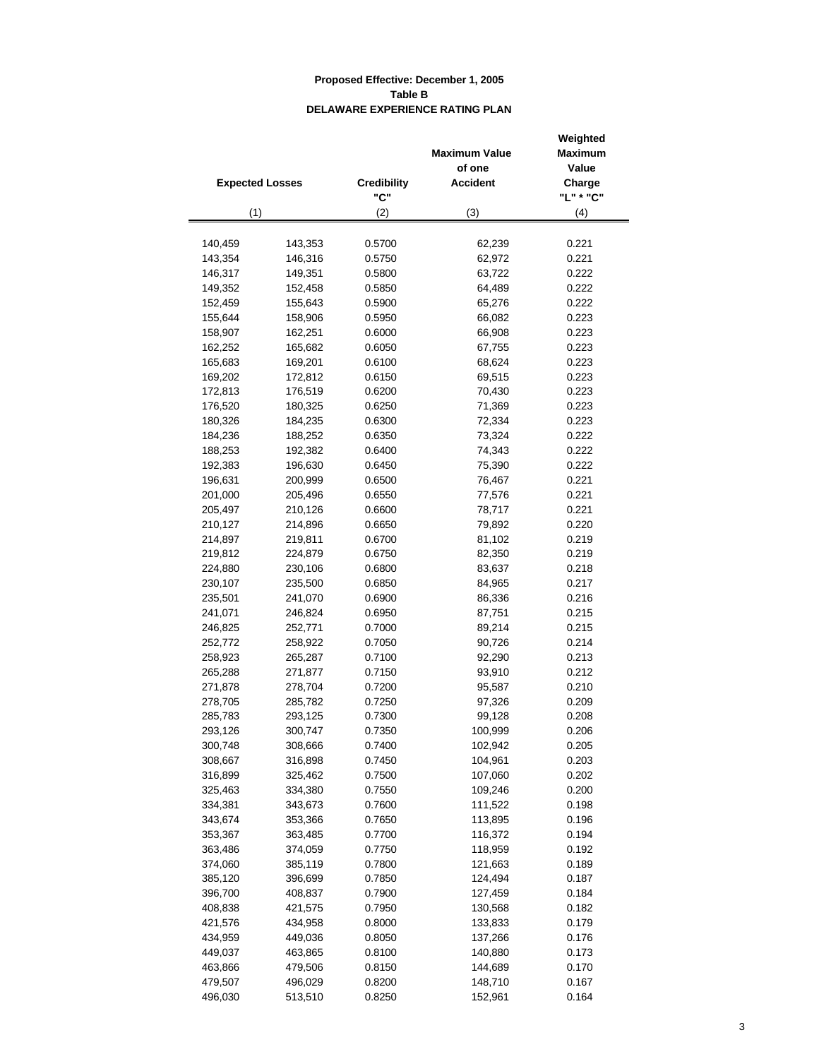**Proposed Effective: December 1, 2005**
**Table B**
**DELAWARE EXPERIENCE RATING PLAN**

| Expected Losses | | Credibility "C" | Maximum Value of one Accident | Weighted Maximum Value Charge "L" * "C" |
|---|---|---|---|---|
| (1) | | (2) | (3) | (4) |
| 140,459 | 143,353 | 0.5700 | 62,239 | 0.221 |
| 143,354 | 146,316 | 0.5750 | 62,972 | 0.221 |
| 146,317 | 149,351 | 0.5800 | 63,722 | 0.222 |
| 149,352 | 152,458 | 0.5850 | 64,489 | 0.222 |
| 152,459 | 155,643 | 0.5900 | 65,276 | 0.222 |
| 155,644 | 158,906 | 0.5950 | 66,082 | 0.223 |
| 158,907 | 162,251 | 0.6000 | 66,908 | 0.223 |
| 162,252 | 165,682 | 0.6050 | 67,755 | 0.223 |
| 165,683 | 169,201 | 0.6100 | 68,624 | 0.223 |
| 169,202 | 172,812 | 0.6150 | 69,515 | 0.223 |
| 172,813 | 176,519 | 0.6200 | 70,430 | 0.223 |
| 176,520 | 180,325 | 0.6250 | 71,369 | 0.223 |
| 180,326 | 184,235 | 0.6300 | 72,334 | 0.223 |
| 184,236 | 188,252 | 0.6350 | 73,324 | 0.222 |
| 188,253 | 192,382 | 0.6400 | 74,343 | 0.222 |
| 192,383 | 196,630 | 0.6450 | 75,390 | 0.222 |
| 196,631 | 200,999 | 0.6500 | 76,467 | 0.221 |
| 201,000 | 205,496 | 0.6550 | 77,576 | 0.221 |
| 205,497 | 210,126 | 0.6600 | 78,717 | 0.221 |
| 210,127 | 214,896 | 0.6650 | 79,892 | 0.220 |
| 214,897 | 219,811 | 0.6700 | 81,102 | 0.219 |
| 219,812 | 224,879 | 0.6750 | 82,350 | 0.219 |
| 224,880 | 230,106 | 0.6800 | 83,637 | 0.218 |
| 230,107 | 235,500 | 0.6850 | 84,965 | 0.217 |
| 235,501 | 241,070 | 0.6900 | 86,336 | 0.216 |
| 241,071 | 246,824 | 0.6950 | 87,751 | 0.215 |
| 246,825 | 252,771 | 0.7000 | 89,214 | 0.215 |
| 252,772 | 258,922 | 0.7050 | 90,726 | 0.214 |
| 258,923 | 265,287 | 0.7100 | 92,290 | 0.213 |
| 265,288 | 271,877 | 0.7150 | 93,910 | 0.212 |
| 271,878 | 278,704 | 0.7200 | 95,587 | 0.210 |
| 278,705 | 285,782 | 0.7250 | 97,326 | 0.209 |
| 285,783 | 293,125 | 0.7300 | 99,128 | 0.208 |
| 293,126 | 300,747 | 0.7350 | 100,999 | 0.206 |
| 300,748 | 308,666 | 0.7400 | 102,942 | 0.205 |
| 308,667 | 316,898 | 0.7450 | 104,961 | 0.203 |
| 316,899 | 325,462 | 0.7500 | 107,060 | 0.202 |
| 325,463 | 334,380 | 0.7550 | 109,246 | 0.200 |
| 334,381 | 343,673 | 0.7600 | 111,522 | 0.198 |
| 343,674 | 353,366 | 0.7650 | 113,895 | 0.196 |
| 353,367 | 363,485 | 0.7700 | 116,372 | 0.194 |
| 363,486 | 374,059 | 0.7750 | 118,959 | 0.192 |
| 374,060 | 385,119 | 0.7800 | 121,663 | 0.189 |
| 385,120 | 396,699 | 0.7850 | 124,494 | 0.187 |
| 396,700 | 408,837 | 0.7900 | 127,459 | 0.184 |
| 408,838 | 421,575 | 0.7950 | 130,568 | 0.182 |
| 421,576 | 434,958 | 0.8000 | 133,833 | 0.179 |
| 434,959 | 449,036 | 0.8050 | 137,266 | 0.176 |
| 449,037 | 463,865 | 0.8100 | 140,880 | 0.173 |
| 463,866 | 479,506 | 0.8150 | 144,689 | 0.170 |
| 479,507 | 496,029 | 0.8200 | 148,710 | 0.167 |
| 496,030 | 513,510 | 0.8250 | 152,961 | 0.164 |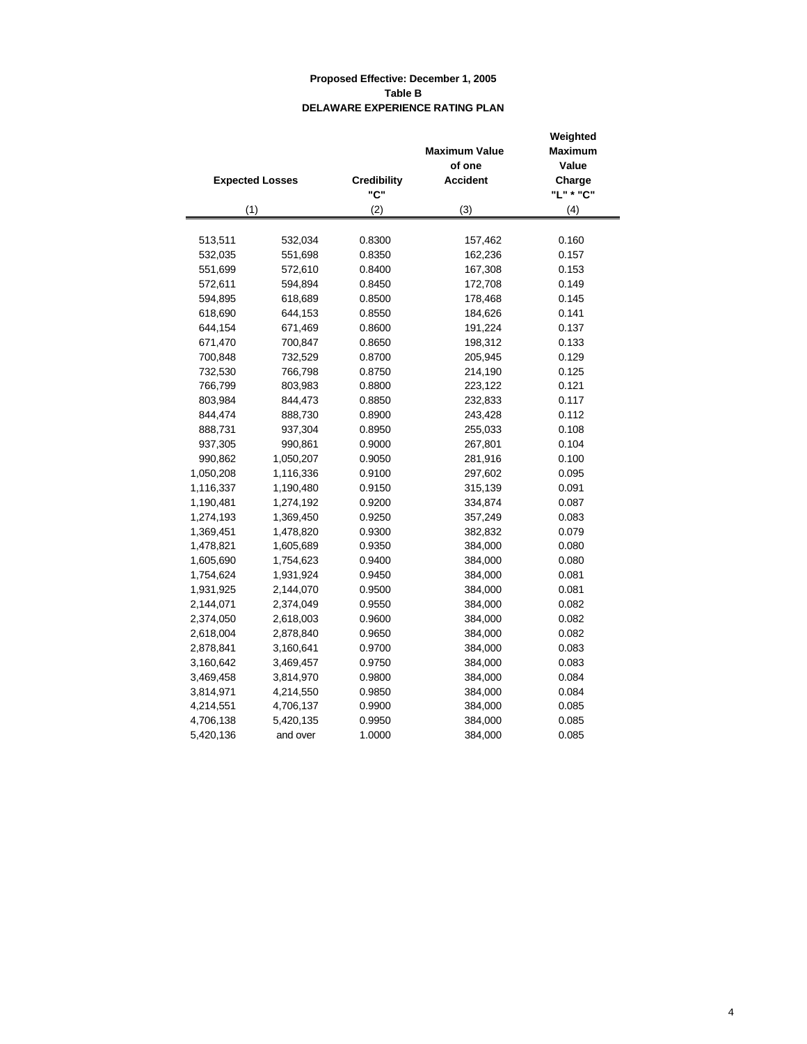**Proposed Effective: December 1, 2005**
**Table B**
**DELAWARE EXPERIENCE RATING PLAN**

| Expected Losses | | Credibility "C" | Maximum Value of one Accident | Weighted Maximum Value Charge "L" * "C" |
|---|---|---|---|---|
| (1) | | (2) | (3) | (4) |
| 513,511 | 532,034 | 0.8300 | 157,462 | 0.160 |
| 532,035 | 551,698 | 0.8350 | 162,236 | 0.157 |
| 551,699 | 572,610 | 0.8400 | 167,308 | 0.153 |
| 572,611 | 594,894 | 0.8450 | 172,708 | 0.149 |
| 594,895 | 618,689 | 0.8500 | 178,468 | 0.145 |
| 618,690 | 644,153 | 0.8550 | 184,626 | 0.141 |
| 644,154 | 671,469 | 0.8600 | 191,224 | 0.137 |
| 671,470 | 700,847 | 0.8650 | 198,312 | 0.133 |
| 700,848 | 732,529 | 0.8700 | 205,945 | 0.129 |
| 732,530 | 766,798 | 0.8750 | 214,190 | 0.125 |
| 766,799 | 803,983 | 0.8800 | 223,122 | 0.121 |
| 803,984 | 844,473 | 0.8850 | 232,833 | 0.117 |
| 844,474 | 888,730 | 0.8900 | 243,428 | 0.112 |
| 888,731 | 937,304 | 0.8950 | 255,033 | 0.108 |
| 937,305 | 990,861 | 0.9000 | 267,801 | 0.104 |
| 990,862 | 1,050,207 | 0.9050 | 281,916 | 0.100 |
| 1,050,208 | 1,116,336 | 0.9100 | 297,602 | 0.095 |
| 1,116,337 | 1,190,480 | 0.9150 | 315,139 | 0.091 |
| 1,190,481 | 1,274,192 | 0.9200 | 334,874 | 0.087 |
| 1,274,193 | 1,369,450 | 0.9250 | 357,249 | 0.083 |
| 1,369,451 | 1,478,820 | 0.9300 | 382,832 | 0.079 |
| 1,478,821 | 1,605,689 | 0.9350 | 384,000 | 0.080 |
| 1,605,690 | 1,754,623 | 0.9400 | 384,000 | 0.080 |
| 1,754,624 | 1,931,924 | 0.9450 | 384,000 | 0.081 |
| 1,931,925 | 2,144,070 | 0.9500 | 384,000 | 0.081 |
| 2,144,071 | 2,374,049 | 0.9550 | 384,000 | 0.082 |
| 2,374,050 | 2,618,003 | 0.9600 | 384,000 | 0.082 |
| 2,618,004 | 2,878,840 | 0.9650 | 384,000 | 0.082 |
| 2,878,841 | 3,160,641 | 0.9700 | 384,000 | 0.083 |
| 3,160,642 | 3,469,457 | 0.9750 | 384,000 | 0.083 |
| 3,469,458 | 3,814,970 | 0.9800 | 384,000 | 0.084 |
| 3,814,971 | 4,214,550 | 0.9850 | 384,000 | 0.084 |
| 4,214,551 | 4,706,137 | 0.9900 | 384,000 | 0.085 |
| 4,706,138 | 5,420,135 | 0.9950 | 384,000 | 0.085 |
| 5,420,136 | and over | 1.0000 | 384,000 | 0.085 |